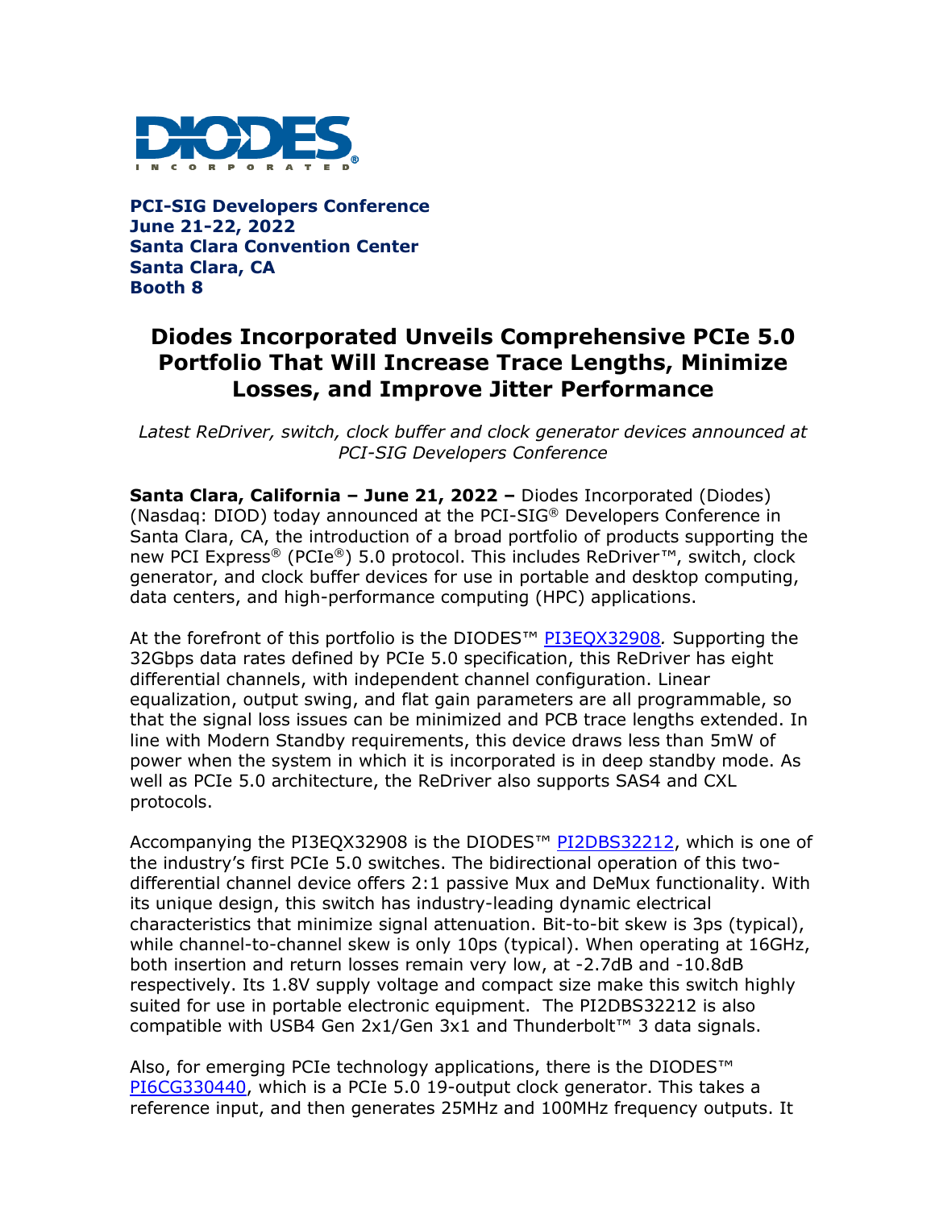**PCI-SIG Developers Conference**
**June 21-22, 2022**
**Santa Clara Convention Center**
**Santa Clara, CA**
**Booth 8**

# Diodes Incorporated Unveils Comprehensive PCIe 5.0 Portfolio That Will Increase Trace Lengths, Minimize Losses, and Improve Jitter Performance

*Latest ReDriver, switch, clock buffer and clock generator devices announced at PCI-SIG Developers Conference*

**Santa Clara, California – June 21, 2022 –** Diodes Incorporated (Diodes) (Nasdaq: DIOD) today announced at the PCI-SIG® Developers Conference in Santa Clara, CA, the introduction of a broad portfolio of products supporting the new PCI Express® (PCIe®) 5.0 protocol. This includes ReDriver™, switch, clock generator, and clock buffer devices for use in portable and desktop computing, data centers, and high-performance computing (HPC) applications.

At the forefront of this portfolio is the DIODES™ PI3EQX32908. Supporting the 32Gbps data rates defined by PCIe 5.0 specification, this ReDriver has eight differential channels, with independent channel configuration. Linear equalization, output swing, and flat gain parameters are all programmable, so that the signal loss issues can be minimized and PCB trace lengths extended. In line with Modern Standby requirements, this device draws less than 5mW of power when the system in which it is incorporated is in deep standby mode. As well as PCIe 5.0 architecture, the ReDriver also supports SAS4 and CXL protocols.

Accompanying the PI3EQX32908 is the DIODES™ PI2DBS32212, which is one of the industry's first PCIe 5.0 switches. The bidirectional operation of this two-differential channel device offers 2:1 passive Mux and DeMux functionality. With its unique design, this switch has industry-leading dynamic electrical characteristics that minimize signal attenuation. Bit-to-bit skew is 3ps (typical), while channel-to-channel skew is only 10ps (typical). When operating at 16GHz, both insertion and return losses remain very low, at -2.7dB and -10.8dB respectively. Its 1.8V supply voltage and compact size make this switch highly suited for use in portable electronic equipment. The PI2DBS32212 is also compatible with USB4 Gen 2x1/Gen 3x1 and Thunderbolt™ 3 data signals.

Also, for emerging PCIe technology applications, there is the DIODES™ PI6CG330440, which is a PCIe 5.0 19-output clock generator. This takes a reference input, and then generates 25MHz and 100MHz frequency outputs. It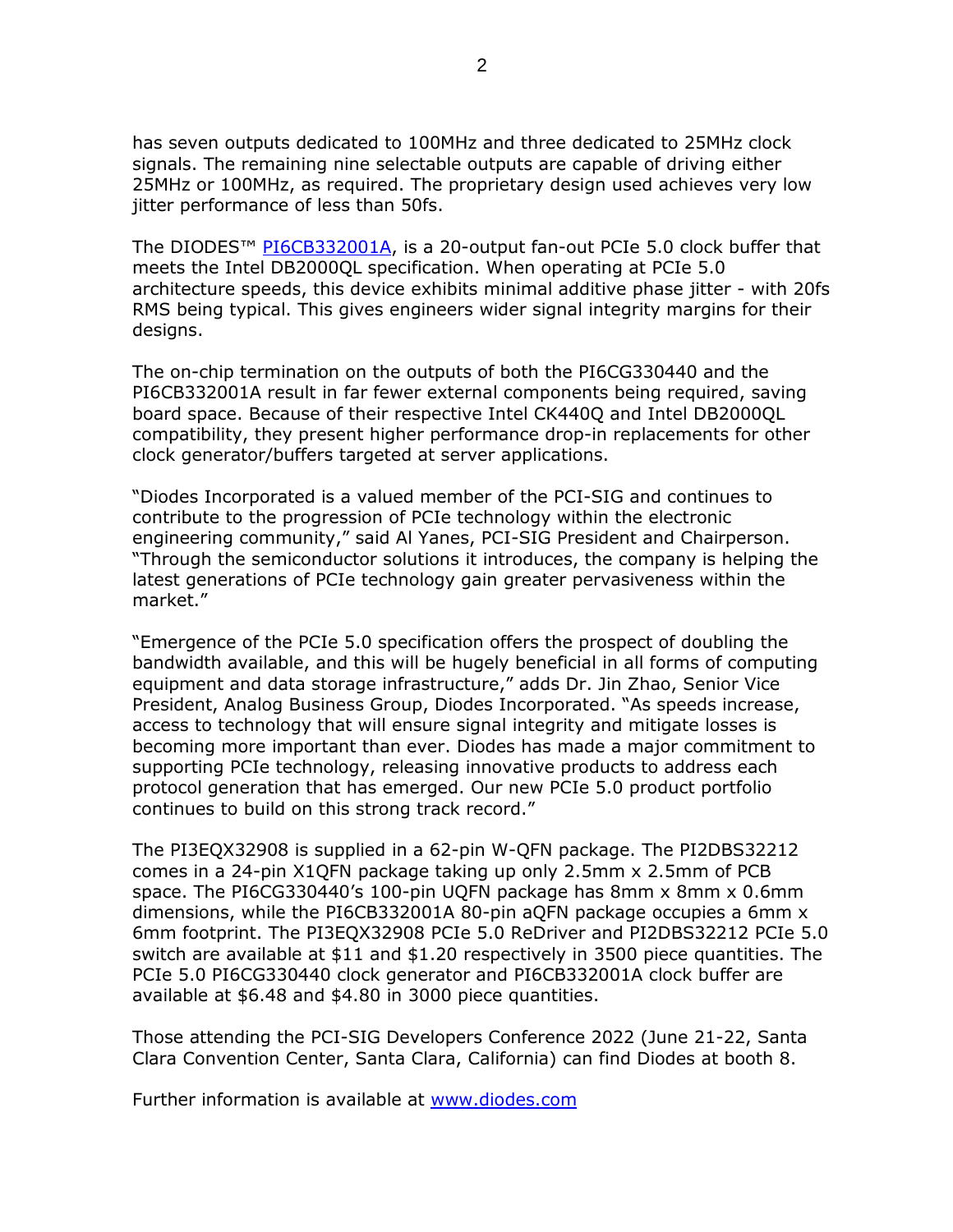has seven outputs dedicated to 100MHz and three dedicated to 25MHz clock signals. The remaining nine selectable outputs are capable of driving either 25MHz or 100MHz, as required. The proprietary design used achieves very low jitter performance of less than 50fs.

The DIODES™ [PI6CB332001A](), is a 20-output fan-out PCIe 5.0 clock buffer that meets the Intel DB2000QL specification. When operating at PCIe 5.0 architecture speeds, this device exhibits minimal additive phase jitter - with 20fs RMS being typical. This gives engineers wider signal integrity margins for their designs.

The on-chip termination on the outputs of both the PI6CG330440 and the PI6CB332001A result in far fewer external components being required, saving board space. Because of their respective Intel CK440Q and Intel DB2000QL compatibility, they present higher performance drop-in replacements for other clock generator/buffers targeted at server applications.

"Diodes Incorporated is a valued member of the PCI-SIG and continues to contribute to the progression of PCIe technology within the electronic engineering community," said Al Yanes, PCI-SIG President and Chairperson. "Through the semiconductor solutions it introduces, the company is helping the latest generations of PCIe technology gain greater pervasiveness within the market."

"Emergence of the PCIe 5.0 specification offers the prospect of doubling the bandwidth available, and this will be hugely beneficial in all forms of computing equipment and data storage infrastructure," adds Dr. Jin Zhao, Senior Vice President, Analog Business Group, Diodes Incorporated. "As speeds increase, access to technology that will ensure signal integrity and mitigate losses is becoming more important than ever. Diodes has made a major commitment to supporting PCIe technology, releasing innovative products to address each protocol generation that has emerged. Our new PCIe 5.0 product portfolio continues to build on this strong track record."

The PI3EQX32908 is supplied in a 62-pin W-QFN package. The PI2DBS32212 comes in a 24-pin X1QFN package taking up only 2.5mm x 2.5mm of PCB space. The PI6CG330440's 100-pin UQFN package has 8mm x 8mm x 0.6mm dimensions, while the PI6CB332001A 80-pin aQFN package occupies a 6mm x 6mm footprint. The PI3EQX32908 PCIe 5.0 ReDriver and PI2DBS32212 PCIe 5.0 switch are available at $11 and $1.20 respectively in 3500 piece quantities. The PCIe 5.0 PI6CG330440 clock generator and PI6CB332001A clock buffer are available at $6.48 and $4.80 in 3000 piece quantities.

Those attending the PCI-SIG Developers Conference 2022 (June 21-22, Santa Clara Convention Center, Santa Clara, California) can find Diodes at booth 8.

Further information is available at [www.diodes.com](www.diodes.com)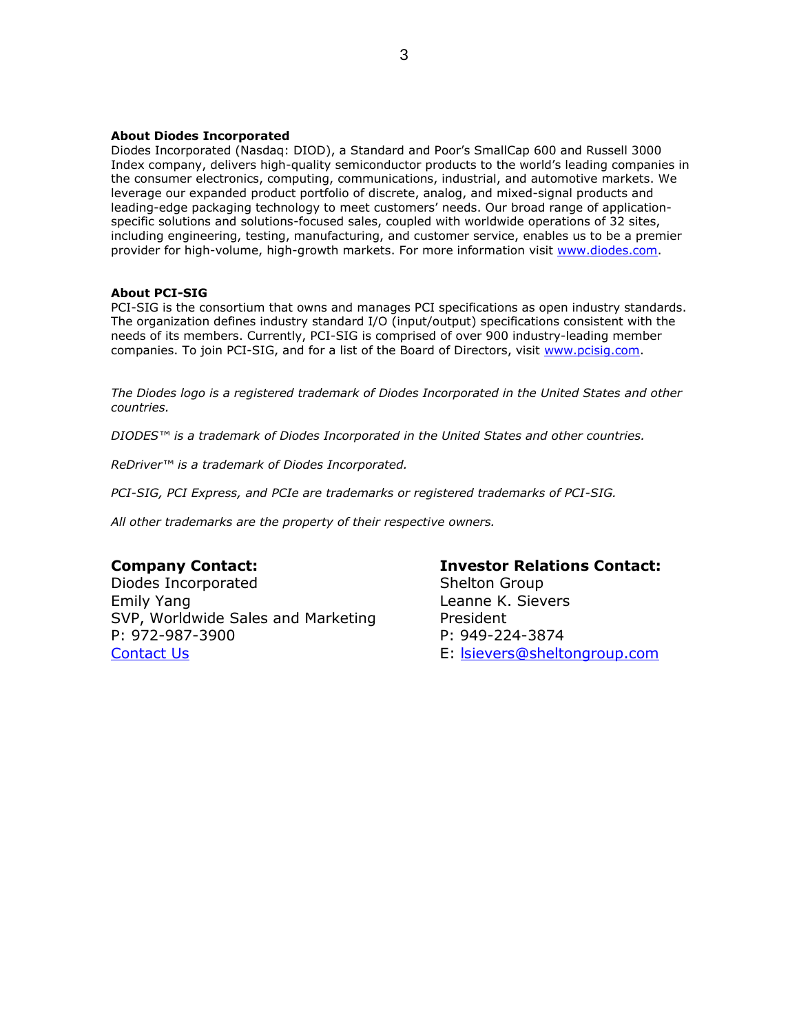**About Diodes Incorporated**

Diodes Incorporated (Nasdaq: DIOD), a Standard and Poor's SmallCap 600 and Russell 3000 Index company, delivers high-quality semiconductor products to the world's leading companies in the consumer electronics, computing, communications, industrial, and automotive markets. We leverage our expanded product portfolio of discrete, analog, and mixed-signal products and leading-edge packaging technology to meet customers' needs. Our broad range of application-specific solutions and solutions-focused sales, coupled with worldwide operations of 32 sites, including engineering, testing, manufacturing, and customer service, enables us to be a premier provider for high-volume, high-growth markets. For more information visit [www.diodes.com](www.diodes.com).

**About PCI-SIG**

PCI-SIG is the consortium that owns and manages PCI specifications as open industry standards. The organization defines industry standard I/O (input/output) specifications consistent with the needs of its members. Currently, PCI-SIG is comprised of over 900 industry-leading member companies. To join PCI-SIG, and for a list of the Board of Directors, visit [www.pcisig.com](www.pcisig.com).

*The Diodes logo is a registered trademark of Diodes Incorporated in the United States and other countries.*

*DIODES™ is a trademark of Diodes Incorporated in the United States and other countries.*

*ReDriver™ is a trademark of Diodes Incorporated.*

*PCI-SIG, PCI Express, and PCIe are trademarks or registered trademarks of PCI-SIG.*

*All other trademarks are the property of their respective owners.*

**Company Contact:**
Diodes Incorporated
Emily Yang
SVP, Worldwide Sales and Marketing
P: 972-987-3900
Contact Us

**Investor Relations Contact:**
Shelton Group
Leanne K. Sievers
President
P: 949-224-3874
E: [lsievers@sheltongroup.com](mailto:lsievers@sheltongroup.com)